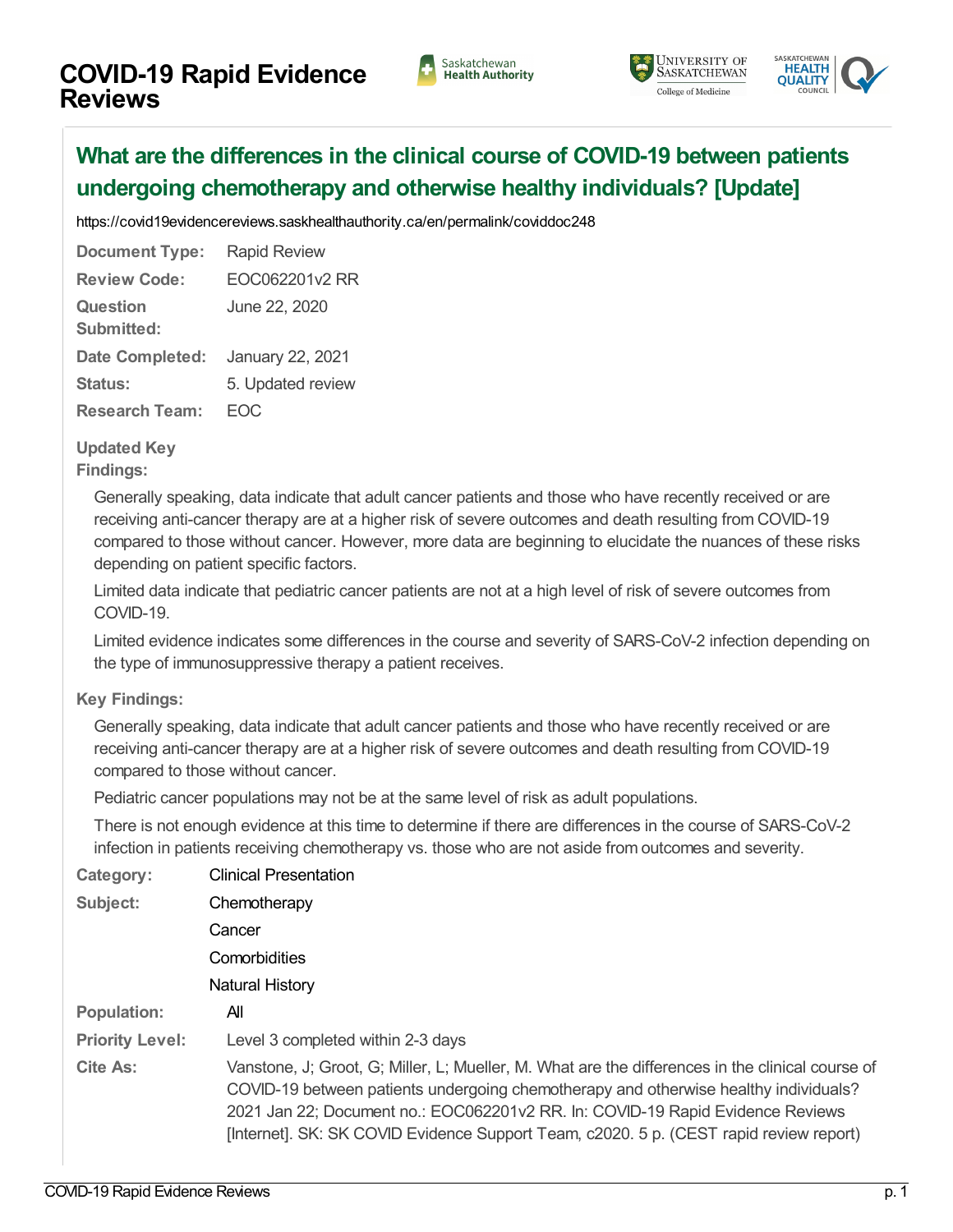# COVID-19 Rapid Evidence Reviews

## What are the differences in the clinical course of COVID-19 between patients undergoing chemotherapy and otherwise healthy individuals? [Update]

https://covid19evidencereviews.saskhealthauthority.ca/en/permalink/coviddoc248

| | |
|---|---|
| **Document Type:** | Rapid Review |
| **Review Code:** | EOC062201v2 RR |
| **Question Submitted:** | June 22, 2020 |
| **Date Completed:** | January 22, 2021 |
| **Status:** | 5. Updated review |
| **Research Team:** | EOC |

**Updated Key Findings:**

Generally speaking, data indicate that adult cancer patients and those who have recently received or are receiving anti-cancer therapy are at a higher risk of severe outcomes and death resulting from COVID-19 compared to those without cancer. However, more data are beginning to elucidate the nuances of these risks depending on patient specific factors.

Limited data indicate that pediatric cancer patients are not at a high level of risk of severe outcomes from COVID-19.

Limited evidence indicates some differences in the course and severity of SARS-CoV-2 infection depending on the type of immunosuppressive therapy a patient receives.

**Key Findings:**

Generally speaking, data indicate that adult cancer patients and those who have recently received or are receiving anti-cancer therapy are at a higher risk of severe outcomes and death resulting from COVID-19 compared to those without cancer.

Pediatric cancer populations may not be at the same level of risk as adult populations.

There is not enough evidence at this time to determine if there are differences in the course of SARS-CoV-2 infection in patients receiving chemotherapy vs. those who are not aside from outcomes and severity.

| | |
|---|---|
| **Category:** | Clinical Presentation |
| **Subject:** | Chemotherapy<br>Cancer<br>Comorbidities<br>Natural History |
| **Population:** | All |
| **Priority Level:** | Level 3 completed within 2-3 days |
| **Cite As:** | Vanstone, J; Groot, G; Miller, L; Mueller, M. What are the differences in the clinical course of COVID-19 between patients undergoing chemotherapy and otherwise healthy individuals? 2021 Jan 22; Document no.: EOC062201v2 RR. In: COVID-19 Rapid Evidence Reviews [Internet]. SK: SK COVID Evidence Support Team, c2020. 5 p. (CEST rapid review report) |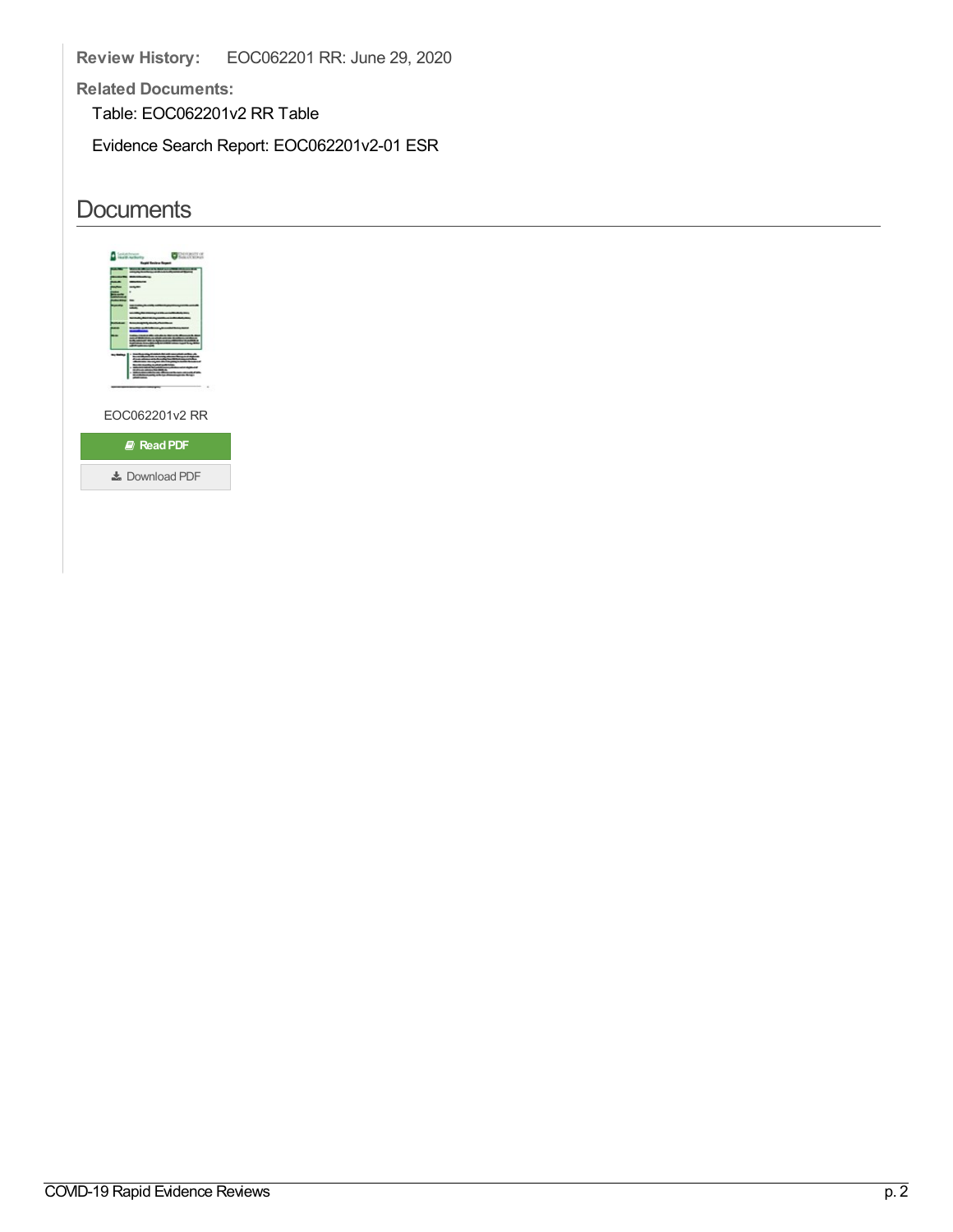**Review History:** EOC062201 RR: June 29, 2020

**Related Documents:**

Table: EOC062201v2 RR Table

Evidence Search Report: EOC062201v2-01 ESR

## Documents

EOC062201v2 RR

Read PDF

Download PDF